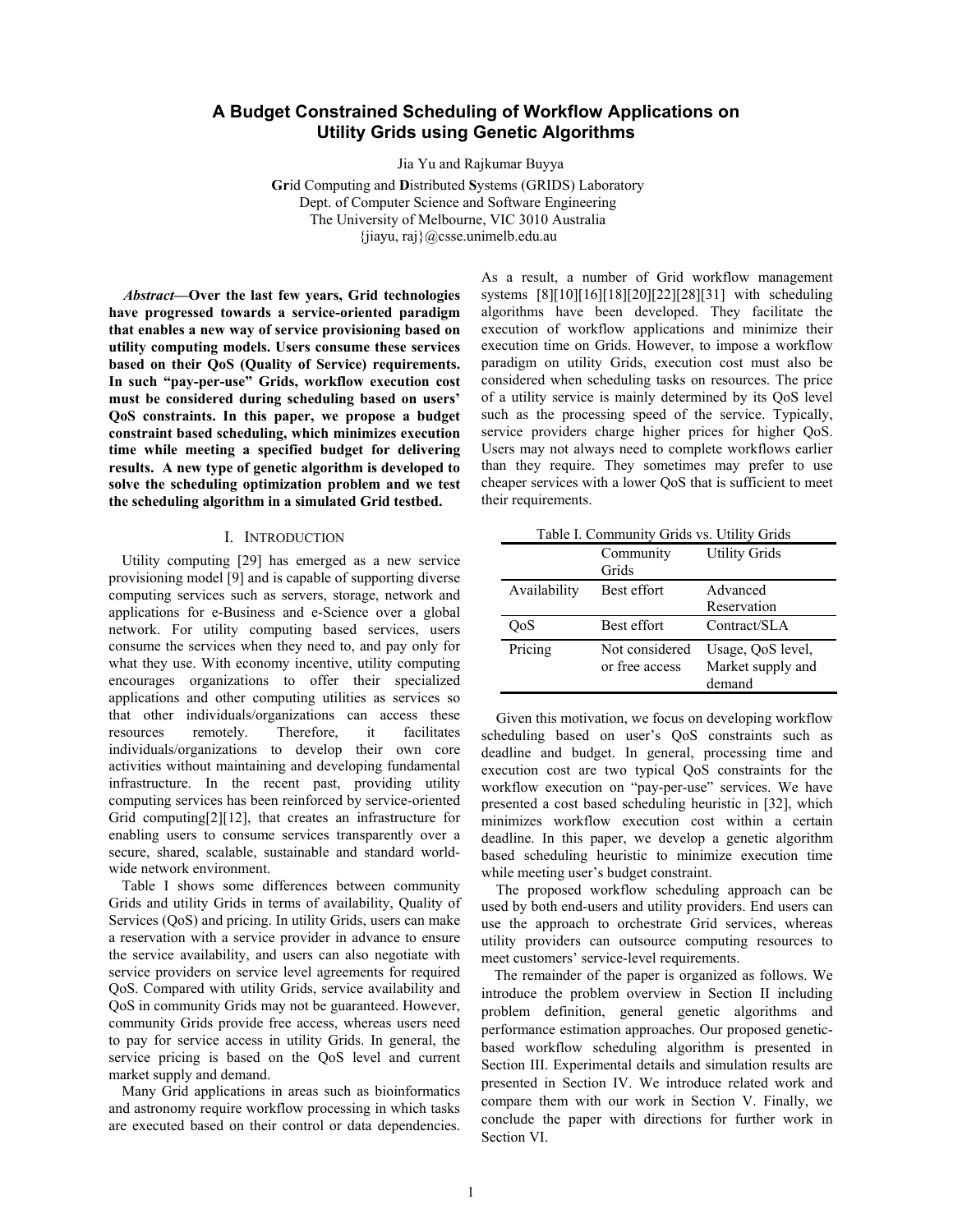# A Budget Constrained Scheduling of Workflow Applications on Utility Grids using Genetic Algorithms

Jia Yu and Rajkumar Buyya

**Gr**id Computing and **D**istributed **S**ystems (GRIDS) Laboratory
Dept. of Computer Science and Software Engineering
The University of Melbourne, VIC 3010 Australia
{jiayu, raj}@csse.unimelb.edu.au

***Abstract*—Over the last few years, Grid technologies have progressed towards a service-oriented paradigm that enables a new way of service provisioning based on utility computing models. Users consume these services based on their QoS (Quality of Service) requirements. In such "pay-per-use" Grids, workflow execution cost must be considered during scheduling based on users' QoS constraints. In this paper, we propose a budget constraint based scheduling, which minimizes execution time while meeting a specified budget for delivering results. A new type of genetic algorithm is developed to solve the scheduling optimization problem and we test the scheduling algorithm in a simulated Grid testbed.**

## I. INTRODUCTION

Utility computing [29] has emerged as a new service provisioning model [9] and is capable of supporting diverse computing services such as servers, storage, network and applications for e-Business and e-Science over a global network. For utility computing based services, users consume the services when they need to, and pay only for what they use. With economy incentive, utility computing encourages organizations to offer their specialized applications and other computing utilities as services so that other individuals/organizations can access these resources remotely. Therefore, it facilitates individuals/organizations to develop their own core activities without maintaining and developing fundamental infrastructure. In the recent past, providing utility computing services has been reinforced by service-oriented Grid computing[2][12], that creates an infrastructure for enabling users to consume services transparently over a secure, shared, scalable, sustainable and standard world-wide network environment.

Table I shows some differences between community Grids and utility Grids in terms of availability, Quality of Services (QoS) and pricing. In utility Grids, users can make a reservation with a service provider in advance to ensure the service availability, and users can also negotiate with service providers on service level agreements for required QoS. Compared with utility Grids, service availability and QoS in community Grids may not be guaranteed. However, community Grids provide free access, whereas users need to pay for service access in utility Grids. In general, the service pricing is based on the QoS level and current market supply and demand.

Many Grid applications in areas such as bioinformatics and astronomy require workflow processing in which tasks are executed based on their control or data dependencies. As a result, a number of Grid workflow management systems [8][10][16][18][20][22][28][31] with scheduling algorithms have been developed. They facilitate the execution of workflow applications and minimize their execution time on Grids. However, to impose a workflow paradigm on utility Grids, execution cost must also be considered when scheduling tasks on resources. The price of a utility service is mainly determined by its QoS level such as the processing speed of the service. Typically, service providers charge higher prices for higher QoS. Users may not always need to complete workflows earlier than they require. They sometimes may prefer to use cheaper services with a lower QoS that is sufficient to meet their requirements.

Table I. Community Grids vs. Utility Grids

| | Community Grids | Utility Grids |
|---|---|---|
| Availability | Best effort | Advanced Reservation |
| QoS | Best effort | Contract/SLA |
| Pricing | Not considered or free access | Usage, QoS level, Market supply and demand |

Given this motivation, we focus on developing workflow scheduling based on user's QoS constraints such as deadline and budget. In general, processing time and execution cost are two typical QoS constraints for the workflow execution on "pay-per-use" services. We have presented a cost based scheduling heuristic in [32], which minimizes workflow execution cost within a certain deadline. In this paper, we develop a genetic algorithm based scheduling heuristic to minimize execution time while meeting user's budget constraint.

The proposed workflow scheduling approach can be used by both end-users and utility providers. End users can use the approach to orchestrate Grid services, whereas utility providers can outsource computing resources to meet customers' service-level requirements.

The remainder of the paper is organized as follows. We introduce the problem overview in Section II including problem definition, general genetic algorithms and performance estimation approaches. Our proposed genetic-based workflow scheduling algorithm is presented in Section III. Experimental details and simulation results are presented in Section IV. We introduce related work and compare them with our work in Section V. Finally, we conclude the paper with directions for further work in Section VI.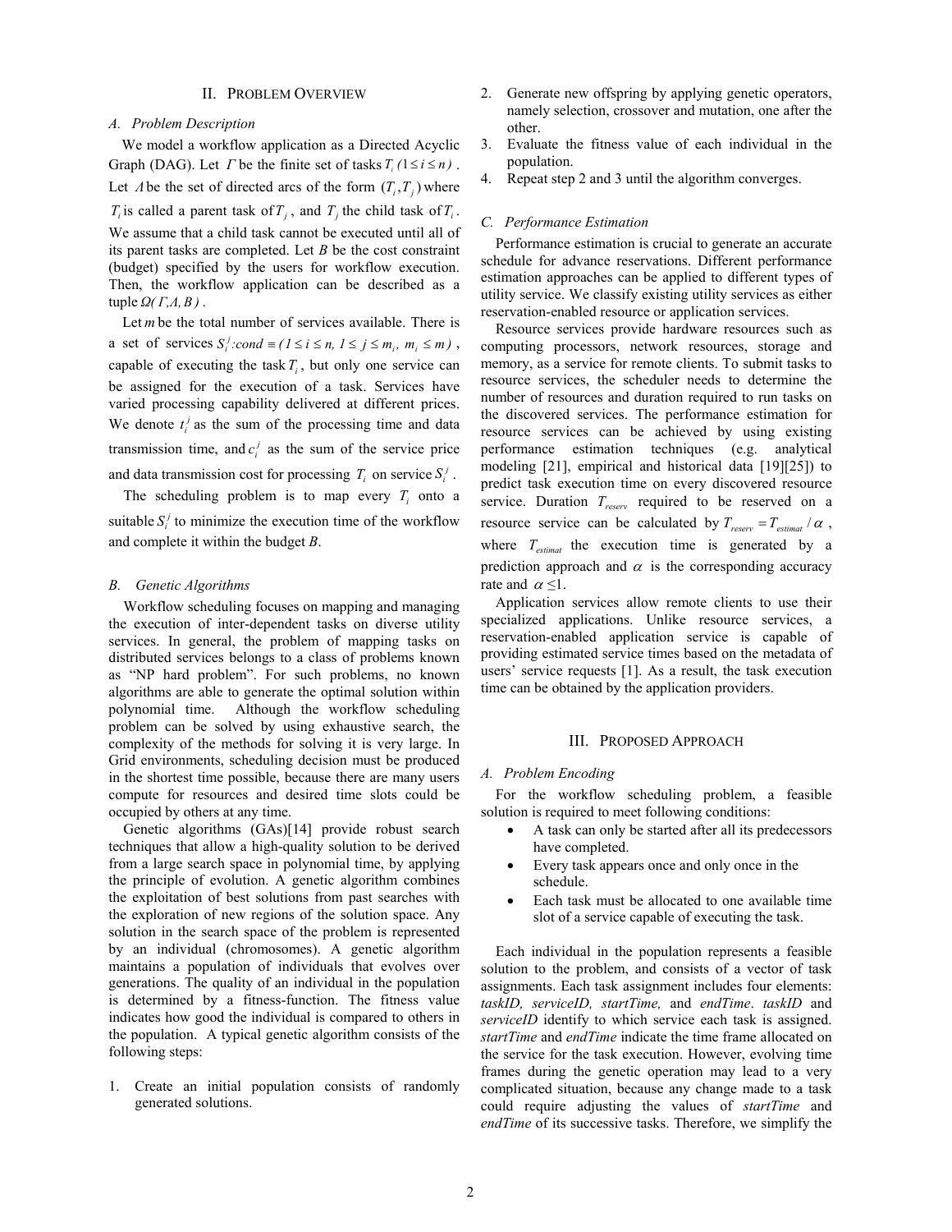## II. Problem Overview

### A. Problem Description

We model a workflow application as a Directed Acyclic Graph (DAG). Let $\Gamma$ be the finite set of tasks $T_i\ (1 \le i \le n)$. Let $\Lambda$ be the set of directed arcs of the form $(T_i, T_j)$ where $T_i$ is called a parent task of $T_j$, and $T_j$ the child task of $T_i$. We assume that a child task cannot be executed until all of its parent tasks are completed. Let $B$ be the cost constraint (budget) specified by the users for workflow execution. Then, the workflow application can be described as a tuple $\Omega(\Gamma, \Lambda, B)$.

Let $m$ be the total number of services available. There is a set of services $S_i^j : cond \equiv (1 \le i \le n,\ 1 \le j \le m_i,\ m_i \le m)$, capable of executing the task $T_i$, but only one service can be assigned for the execution of a task. Services have varied processing capability delivered at different prices. We denote $t_i^j$ as the sum of the processing time and data transmission time, and $c_i^j$ as the sum of the service price and data transmission cost for processing $T_i$ on service $S_i^j$.

The scheduling problem is to map every $T_i$ onto a suitable $S_i^j$ to minimize the execution time of the workflow and complete it within the budget $B$.

### B. Genetic Algorithms

Workflow scheduling focuses on mapping and managing the execution of inter-dependent tasks on diverse utility services. In general, the problem of mapping tasks on distributed services belongs to a class of problems known as "NP hard problem". For such problems, no known algorithms are able to generate the optimal solution within polynomial time. Although the workflow scheduling problem can be solved by using exhaustive search, the complexity of the methods for solving it is very large. In Grid environments, scheduling decision must be produced in the shortest time possible, because there are many users compute for resources and desired time slots could be occupied by others at any time.

Genetic algorithms (GAs)[14] provide robust search techniques that allow a high-quality solution to be derived from a large search space in polynomial time, by applying the principle of evolution. A genetic algorithm combines the exploitation of best solutions from past searches with the exploration of new regions of the solution space. Any solution in the search space of the problem is represented by an individual (chromosomes). A genetic algorithm maintains a population of individuals that evolves over generations. The quality of an individual in the population is determined by a fitness-function. The fitness value indicates how good the individual is compared to others in the population. A typical genetic algorithm consists of the following steps:

1. Create an initial population consists of randomly generated solutions.
2. Generate new offspring by applying genetic operators, namely selection, crossover and mutation, one after the other.
3. Evaluate the fitness value of each individual in the population.
4. Repeat step 2 and 3 until the algorithm converges.

### C. Performance Estimation

Performance estimation is crucial to generate an accurate schedule for advance reservations. Different performance estimation approaches can be applied to different types of utility service. We classify existing utility services as either reservation-enabled resource or application services.

Resource services provide hardware resources such as computing processors, network resources, storage and memory, as a service for remote clients. To submit tasks to resource services, the scheduler needs to determine the number of resources and duration required to run tasks on the discovered services. The performance estimation for resource services can be achieved by using existing performance estimation techniques (e.g. analytical modeling [21], empirical and historical data [19][25]) to predict task execution time on every discovered resource service. Duration $T_{reserv}$ required to be reserved on a resource service can be calculated by $T_{reserv} = T_{estimat} / \alpha$, where $T_{estimat}$ the execution time is generated by a prediction approach and $\alpha$ is the corresponding accuracy rate and $\alpha \le 1$.

Application services allow remote clients to use their specialized applications. Unlike resource services, a reservation-enabled application service is capable of providing estimated service times based on the metadata of users' service requests [1]. As a result, the task execution time can be obtained by the application providers.

## III. Proposed Approach

### A. Problem Encoding

For the workflow scheduling problem, a feasible solution is required to meet following conditions:

- A task can only be started after all its predecessors have completed.
- Every task appears once and only once in the schedule.
- Each task must be allocated to one available time slot of a service capable of executing the task.

Each individual in the population represents a feasible solution to the problem, and consists of a vector of task assignments. Each task assignment includes four elements: *taskID, serviceID, startTime,* and *endTime*. *taskID* and *serviceID* identify to which service each task is assigned. *startTime* and *endTime* indicate the time frame allocated on the service for the task execution. However, evolving time frames during the genetic operation may lead to a very complicated situation, because any change made to a task could require adjusting the values of *startTime* and *endTime* of its successive tasks. Therefore, we simplify the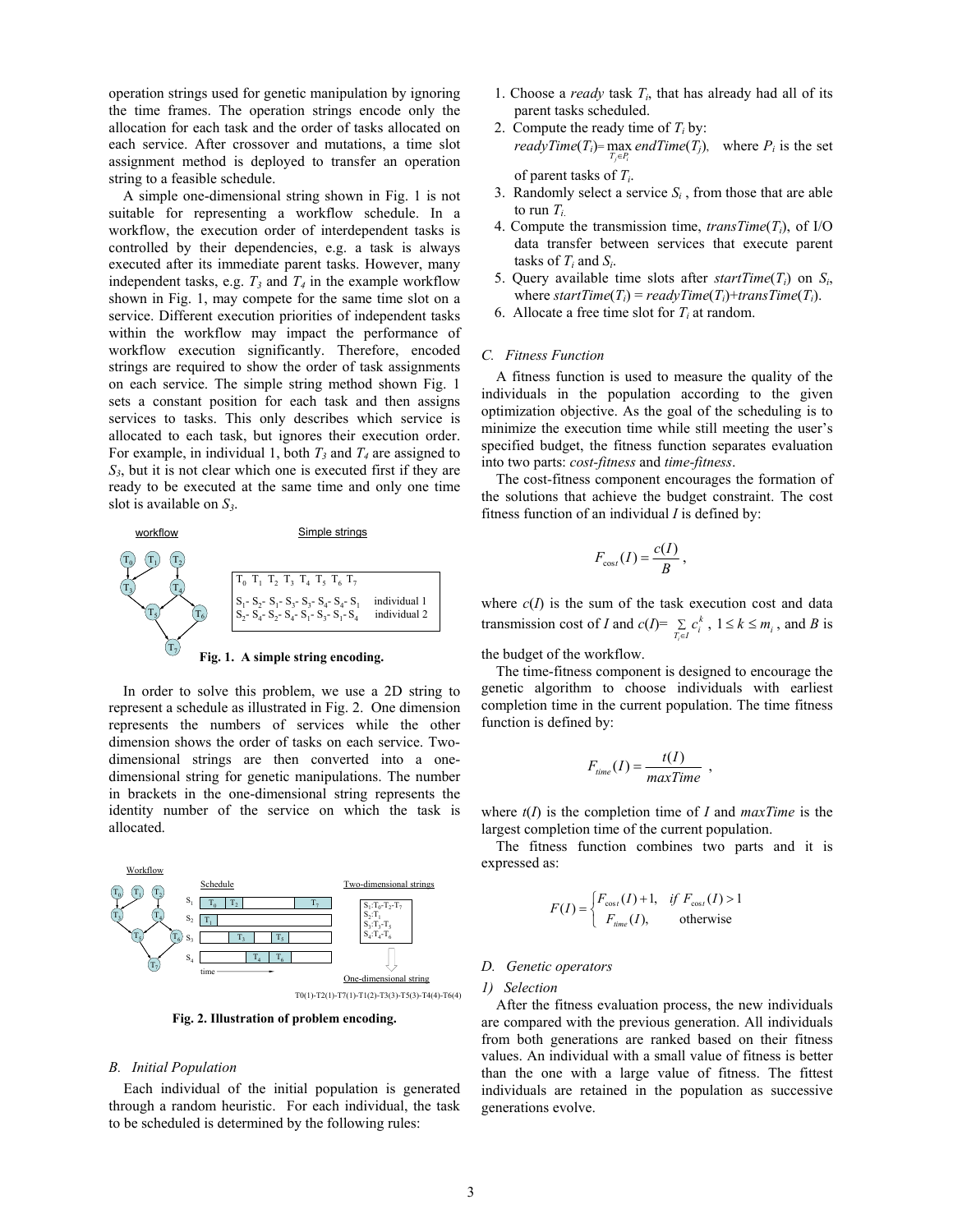operation strings used for genetic manipulation by ignoring the time frames. The operation strings encode only the allocation for each task and the order of tasks allocated on each service. After crossover and mutations, a time slot assignment method is deployed to transfer an operation string to a feasible schedule.

A simple one-dimensional string shown in Fig. 1 is not suitable for representing a workflow schedule. In a workflow, the execution order of interdependent tasks is controlled by their dependencies, e.g. a task is always executed after its immediate parent tasks. However, many independent tasks, e.g. $T_3$ and $T_4$ in the example workflow shown in Fig. 1, may compete for the same time slot on a service. Different execution priorities of independent tasks within the workflow may impact the performance of workflow execution significantly. Therefore, encoded strings are required to show the order of task assignments on each service. The simple string method shown Fig. 1 sets a constant position for each task and then assigns services to tasks. This only describes which service is allocated to each task, but ignores their execution order. For example, in individual 1, both $T_3$ and $T_4$ are assigned to $S_3$, but it is not clear which one is executed first if they are ready to be executed at the same time and only one time slot is available on $S_3$.

workflow

Simple strings

$T_0$ $T_1$ $T_2$ $T_3$ $T_4$ $T_5$ $T_6$ $T_7$

$S_1$- $S_2$- $S_1$- $S_3$- $S_3$- $S_4$- $S_4$- $S_1$ individual 1

$S_2$- $S_4$- $S_2$- $S_4$- $S_1$- $S_3$- $S_1$- $S_4$ individual 2

**Fig. 1. A simple string encoding.**

In order to solve this problem, we use a 2D string to represent a schedule as illustrated in Fig. 2. One dimension represents the numbers of services while the other dimension shows the order of tasks on each service. Two-dimensional strings are then converted into a one-dimensional string for genetic manipulations. The number in brackets in the one-dimensional string represents the identity number of the service on which the task is allocated.

Workflow

Schedule

Two-dimensional strings

$S_1$-$T_0$-$T_2$-$T_7$
$S_2$-$T_1$
$S_3$-$T_3$-$T_5$
$S_4$-$T_4$-$T_6$

One-dimensional string

T0(1)-T2(1)-T7(1)-T1(2)-T3(3)-T5(3)-T4(4)-T6(4)

**Fig. 2. Illustration of problem encoding.**

### *B. Initial Population*

Each individual of the initial population is generated through a random heuristic. For each individual, the task to be scheduled is determined by the following rules:

1. Choose a *ready* task $T_i$, that has already had all of its parent tasks scheduled.
2. Compute the ready time of $T_i$ by: $readyTime(T_i) = \max_{T_j \in P_i} endTime(T_j)$, where $P_i$ is the set of parent tasks of $T_i$.
3. Randomly select a service $S_i$, from those that are able to run $T_i$.
4. Compute the transmission time, $transTime(T_i)$, of I/O data transfer between services that execute parent tasks of $T_i$ and $S_i$.
5. Query available time slots after $startTime(T_i)$ on $S_i$, where $startTime(T_i) = readyTime(T_i)+transTime(T_i)$.
6. Allocate a free time slot for $T_i$ at random.

### *C. Fitness Function*

A fitness function is used to measure the quality of the individuals in the population according to the given optimization objective. As the goal of the scheduling is to minimize the execution time while still meeting the user's specified budget, the fitness function separates evaluation into two parts: *cost-fitness* and *time-fitness*.

The cost-fitness component encourages the formation of the solutions that achieve the budget constraint. The cost fitness function of an individual $I$ is defined by:

$$F_{cost}(I) = \frac{c(I)}{B},$$

where $c(I)$ is the sum of the task execution cost and data transmission cost of $I$ and $c(I) = \sum_{T_i \in I} c_i^k$, $1 \le k \le m_i$, and $B$ is the budget of the workflow.

The time-fitness component is designed to encourage the genetic algorithm to choose individuals with earliest completion time in the current population. The time fitness function is defined by:

$$F_{time}(I) = \frac{t(I)}{maxTime},$$

where $t(I)$ is the completion time of $I$ and *maxTime* is the largest completion time of the current population.

The fitness function combines two parts and it is expressed as:

$$F(I) = \begin{cases} F_{cost}(I) + 1, & if\ F_{cost}(I) > 1 \\ F_{time}(I), & \text{otherwise} \end{cases}$$

### *D. Genetic operators*

#### *1) Selection*

After the fitness evaluation process, the new individuals are compared with the previous generation. All individuals from both generations are ranked based on their fitness values. An individual with a small value of fitness is better than the one with a large value of fitness. The fittest individuals are retained in the population as successive generations evolve.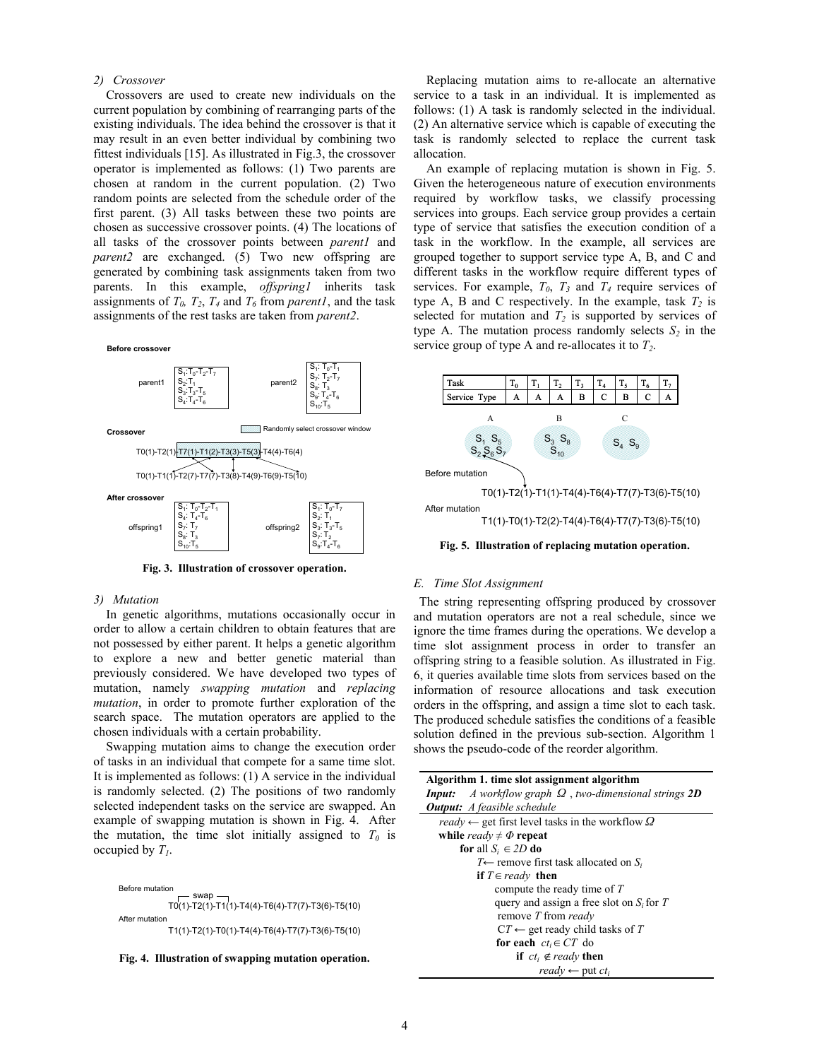*2) Crossover*

Crossovers are used to create new individuals on the current population by combining of rearranging parts of the existing individuals. The idea behind the crossover is that it may result in an even better individual by combining two fittest individuals [15]. As illustrated in Fig.3, the crossover operator is implemented as follows: (1) Two parents are chosen at random in the current population. (2) Two random points are selected from the schedule order of the first parent. (3) All tasks between these two points are chosen as successive crossover points. (4) The locations of all tasks of the crossover points between *parent1* and *parent2* are exchanged. (5) Two new offspring are generated by combining task assignments taken from two parents. In this example, *offspring1* inherits task assignments of $T_0$, $T_2$, $T_4$ and $T_6$ from *parent1*, and the task assignments of the rest tasks are taken from *parent2*.

**Before crossover**

parent1: $S_1$:$T_0$-$T_2$-$T_7$; $S_2$:$T_1$; $S_3$:$T_3$-$T_5$; $S_4$:$T_4$-$T_6$

parent2: $S_1$: $T_0$-$T_1$; $S_7$: $T_2$-$T_7$; $S_8$: $T_3$; $S_9$: $T_4$-$T_6$; $S_{10}$:$T_5$

**Crossover** (Randomly select crossover window)

T0(1)-T2(1)-T7(1)-T1(2)-T3(3)-T5(3)-T4(4)-T6(4)

T0(1)-T1(1)-T2(7)-T7(7)-T3(8)-T4(9)-T6(9)-T5(10)

**After crossover**

offspring1: $S_1$: $T_0$-$T_2$-$T_1$; $S_4$: $T_4$-$T_6$; $S_7$: $T_7$; $S_8$: $T_3$; $S_{10}$:$T_5$

offspring2: $S_1$: $T_0$-$T_7$; $S_2$: $T_1$; $S_3$: $T_3$-$T_5$; $S_7$: $T_2$; $S_9$:$T_4$-$T_6$

**Fig. 3. Illustration of crossover operation.**

*3) Mutation*

In genetic algorithms, mutations occasionally occur in order to allow a certain children to obtain features that are not possessed by either parent. It helps a genetic algorithm to explore a new and better genetic material than previously considered. We have developed two types of mutation, namely *swapping mutation* and *replacing mutation*, in order to promote further exploration of the search space. The mutation operators are applied to the chosen individuals with a certain probability.

Swapping mutation aims to change the execution order of tasks in an individual that compete for a same time slot. It is implemented as follows: (1) A service in the individual is randomly selected. (2) The positions of two randomly selected independent tasks on the service are swapped. An example of swapping mutation is shown in Fig. 4. After the mutation, the time slot initially assigned to $T_0$ is occupied by $T_1$.

Before mutation (swap)

T0(1)-T2(1)-T1(1)-T4(4)-T6(4)-T7(7)-T3(6)-T5(10)

After mutation

T1(1)-T2(1)-T0(1)-T4(4)-T6(4)-T7(7)-T3(6)-T5(10)

**Fig. 4. Illustration of swapping mutation operation.**

Replacing mutation aims to re-allocate an alternative service to a task in an individual. It is implemented as follows: (1) A task is randomly selected in the individual. (2) An alternative service which is capable of executing the task is randomly selected to replace the current task allocation.

An example of replacing mutation is shown in Fig. 5. Given the heterogeneous nature of execution environments required by workflow tasks, we classify processing services into groups. Each service group provides a certain type of service that satisfies the execution condition of a task in the workflow. In the example, all services are grouped together to support service type A, B, and C and different tasks in the workflow require different types of services. For example, $T_0$, $T_3$ and $T_4$ require services of type A, B and C respectively. In the example, task $T_2$ is selected for mutation and $T_2$ is supported by services of type A. The mutation process randomly selects $S_2$ in the service group of type A and re-allocates it to $T_2$.

| Task | $T_0$ | $T_1$ | $T_2$ | $T_3$ | $T_4$ | $T_5$ | $T_6$ | $T_7$ |
|---|---|---|---|---|---|---|---|---|
| Service Type | A | A | A | B | C | B | C | A |

A: $S_1$ $S_5$ $S_2$ $S_6$ $S_7$; B: $S_3$ $S_8$ $S_{10}$; C: $S_4$ $S_9$

Before mutation

T0(1)-T2(1)-T1(1)-T4(4)-T6(4)-T7(7)-T3(6)-T5(10)

After mutation

T1(1)-T0(1)-T2(2)-T4(4)-T6(4)-T7(7)-T3(6)-T5(10)

**Fig. 5. Illustration of replacing mutation operation.**

## *E. Time Slot Assignment*

The string representing offspring produced by crossover and mutation operators are not a real schedule, since we ignore the time frames during the operations. We develop a time slot assignment process in order to transfer an offspring string to a feasible solution. As illustrated in Fig. 6, it queries available time slots from services based on the information of resource allocations and task execution orders in the offspring, and assign a time slot to each task. The produced schedule satisfies the conditions of a feasible solution defined in the previous sub-section. Algorithm 1 shows the pseudo-code of the reorder algorithm.

```
Algorithm 1. time slot assignment algorithm
Input:  A workflow graph Ω, two-dimensional strings 2D
Output: A feasible schedule
  ready ← get first level tasks in the workflow Ω
  while ready ≠ Φ repeat
      for all S_i ∈ 2D do
          T← remove first task allocated on S_i
          if T∈ ready then
              compute the ready time of T
              query and assign a free slot on S_i for T
              remove T from ready
              CT ← get ready child tasks of T
              for each ct_i ∈ CT do
                  if ct_i ∉ ready then
                      ready ← put ct_i
```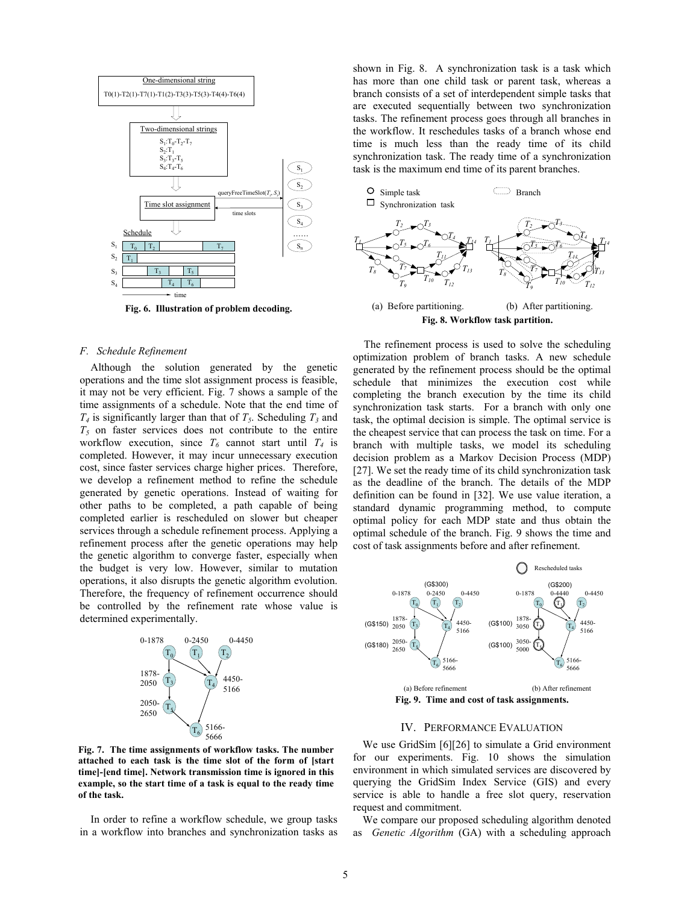Fig. 6. Illustration of problem decoding.

### F. Schedule Refinement

Although the solution generated by the genetic operations and the time slot assignment process is feasible, it may not be very efficient. Fig. 7 shows a sample of the time assignments of a schedule. Note that the end time of $T_4$ is significantly larger than that of $T_5$. Scheduling $T_3$ and $T_5$ on faster services does not contribute to the entire workflow execution, since $T_6$ cannot start until $T_4$ is completed. However, it may incur unnecessary execution cost, since faster services charge higher prices. Therefore, we develop a refinement method to refine the schedule generated by genetic operations. Instead of waiting for other paths to be completed, a path capable of being completed earlier is rescheduled on slower but cheaper services through a schedule refinement process. Applying a refinement process after the genetic operations may help the genetic algorithm to converge faster, especially when the budget is very low. However, similar to mutation operations, it also disrupts the genetic algorithm evolution. Therefore, the frequency of refinement occurrence should be controlled by the refinement rate whose value is determined experimentally.

**Fig. 7. The time assignments of workflow tasks. The number attached to each task is the time slot of the form of [start time]-[end time]. Network transmission time is ignored in this example, so the start time of a task is equal to the ready time of the task.**

In order to refine a workflow schedule, we group tasks in a workflow into branches and synchronization tasks as shown in Fig. 8. A synchronization task is a task which has more than one child task or parent task, whereas a branch consists of a set of interdependent simple tasks that are executed sequentially between two synchronization tasks. The refinement process goes through all branches in the workflow. It reschedules tasks of a branch whose end time is much less than the ready time of its child synchronization task. The ready time of a synchronization task is the maximum end time of its parent branches.

(a) Before partitioning. (b) After partitioning.

**Fig. 8. Workflow task partition.**

The refinement process is used to solve the scheduling optimization problem of branch tasks. A new schedule generated by the refinement process should be the optimal schedule that minimizes the execution cost while completing the branch execution by the time its child synchronization task starts. For a branch with only one task, the optimal decision is simple. The optimal service is the cheapest service that can process the task on time. For a branch with multiple tasks, we model its scheduling decision problem as a Markov Decision Process (MDP) [27]. We set the ready time of its child synchronization task as the deadline of the branch. The details of the MDP definition can be found in [32]. We use value iteration, a standard dynamic programming method, to compute optimal policy for each MDP state and thus obtain the optimal schedule of the branch. Fig. 9 shows the time and cost of task assignments before and after refinement.

(a) Before refinement (b) After refinement

**Fig. 9. Time and cost of task assignments.**

## IV. Performance Evaluation

We use GridSim [6][26] to simulate a Grid environment for our experiments. Fig. 10 shows the simulation environment in which simulated services are discovered by querying the GridSim Index Service (GIS) and every service is able to handle a free slot query, reservation request and commitment.

We compare our proposed scheduling algorithm denoted as *Genetic Algorithm* (GA) with a scheduling approach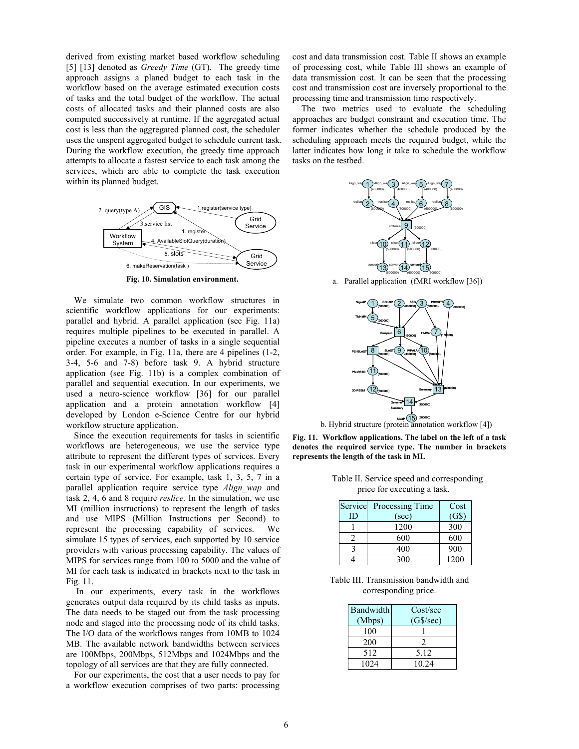derived from existing market based workflow scheduling [5] [13] denoted as *Greedy Time* (GT). The greedy time approach assigns a planed budget to each task in the workflow based on the average estimated execution costs of tasks and the total budget of the workflow. The actual costs of allocated tasks and their planned costs are also computed successively at runtime. If the aggregated actual cost is less than the aggregated planned cost, the scheduler uses the unspent aggregated budget to schedule current task. During the workflow execution, the greedy time approach attempts to allocate a fastest service to each task among the services, which are able to complete the task execution within its planned budget.

**Fig. 10. Simulation environment.**

We simulate two common workflow structures in scientific workflow applications for our experiments: parallel and hybrid. A parallel application (see Fig. 11a) requires multiple pipelines to be executed in parallel. A pipeline executes a number of tasks in a single sequential order. For example, in Fig. 11a, there are 4 pipelines (1-2, 3-4, 5-6 and 7-8) before task 9. A hybrid structure application (see Fig. 11b) is a complex combination of parallel and sequential execution. In our experiments, we used a neuro-science workflow [36] for our parallel application and a protein annotation workflow [4] developed by London e-Science Centre for our hybrid workflow structure application.

Since the execution requirements for tasks in scientific workflows are heterogeneous, we use the service type attribute to represent the different types of services. Every task in our experimental workflow applications requires a certain type of service. For example, task 1, 3, 5, 7 in a parallel application require service type *Align_wap* and task 2, 4, 6 and 8 require *reslice.* In the simulation, we use MI (million instructions) to represent the length of tasks and use MIPS (Million Instructions per Second) to represent the processing capability of services. We simulate 15 types of services, each supported by 10 service providers with various processing capability. The values of MIPS for services range from 100 to 5000 and the value of MI for each task is indicated in brackets next to the task in Fig. 11.

In our experiments, every task in the workflows generates output data required by its child tasks as inputs. The data needs to be staged out from the task processing node and staged into the processing node of its child tasks. The I/O data of the workflows ranges from 10MB to 1024 MB. The available network bandwidths between services are 100Mbps, 200Mbps, 512Mbps and 1024Mbps and the topology of all services are that they are fully connected.

For our experiments, the cost that a user needs to pay for a workflow execution comprises of two parts: processing cost and data transmission cost. Table II shows an example of processing cost, while Table III shows an example of data transmission cost. It can be seen that the processing cost and transmission cost are inversely proportional to the processing time and transmission time respectively.

The two metrics used to evaluate the scheduling approaches are budget constraint and execution time. The former indicates whether the schedule produced by the scheduling approach meets the required budget, while the latter indicates how long it take to schedule the workflow tasks on the testbed.

a. Parallel application (fMRI workflow [36])

b. Hybrid structure (protein annotation workflow [4])

**Fig. 11. Workflow applications. The label on the left of a task denotes the required service type. The number in brackets represents the length of the task in MI.**

Table II. Service speed and corresponding price for executing a task.

| Service ID | Processing Time (sec) | Cost (G$) |
|---|---|---|
| 1 | 1200 | 300 |
| 2 | 600 | 600 |
| 3 | 400 | 900 |
| 4 | 300 | 1200 |

Table III. Transmission bandwidth and corresponding price.

| Bandwidth (Mbps) | Cost/sec (G$/sec) |
|---|---|
| 100 | 1 |
| 200 | 2 |
| 512 | 5.12 |
| 1024 | 10.24 |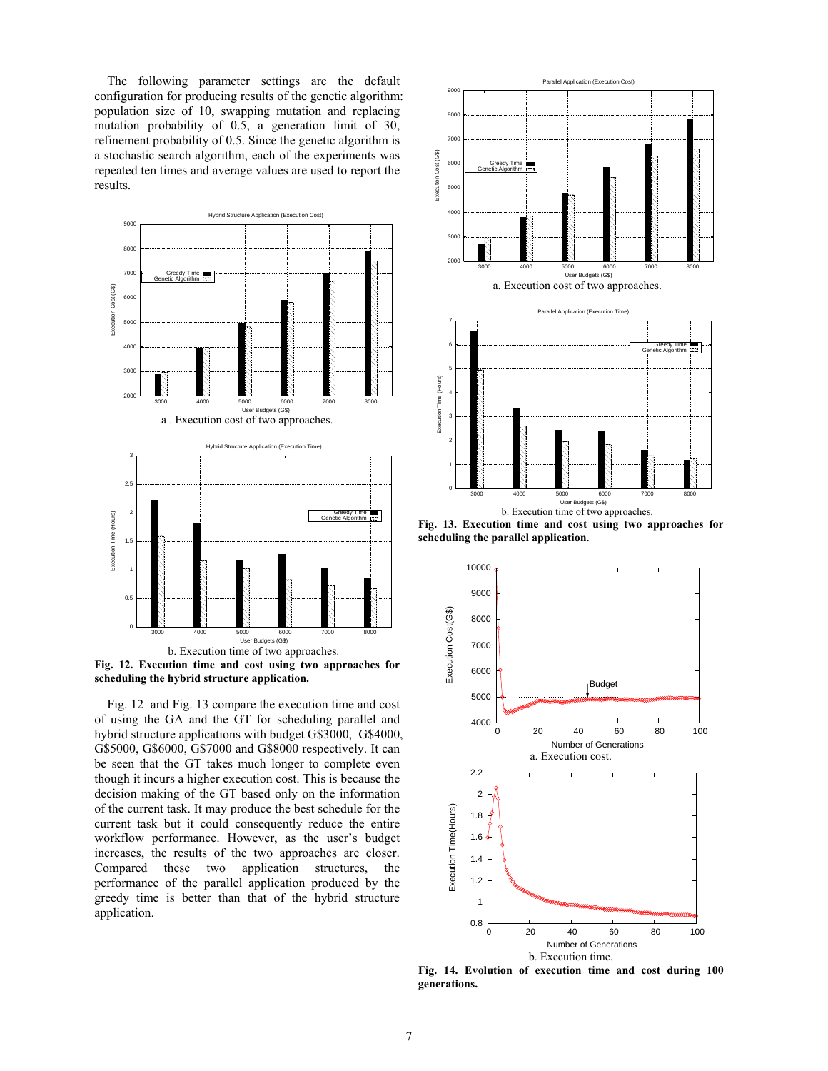The following parameter settings are the default configuration for producing results of the genetic algorithm: population size of 10, swapping mutation and replacing mutation probability of 0.5, a generation limit of 30, refinement probability of 0.5. Since the genetic algorithm is a stochastic search algorithm, each of the experiments was repeated ten times and average values are used to report the results.

a . Execution cost of two approaches.

b. Execution time of two approaches.

**Fig. 12. Execution time and cost using two approaches for scheduling the hybrid structure application.**

Fig. 12 and Fig. 13 compare the execution time and cost of using the GA and the GT for scheduling parallel and hybrid structure applications with budget G$3000, G$4000, G$5000, G$6000, G$7000 and G$8000 respectively. It can be seen that the GT takes much longer to complete even though it incurs a higher execution cost. This is because the decision making of the GT based only on the information of the current task. It may produce the best schedule for the current task but it could consequently reduce the entire workflow performance. However, as the user's budget increases, the results of the two approaches are closer. Compared these two application structures, the performance of the parallel application produced by the greedy time is better than that of the hybrid structure application.

a. Execution cost of two approaches.

b. Execution time of two approaches.

**Fig. 13. Execution time and cost using two approaches for scheduling the parallel application**.

a. Execution cost.

b. Execution time.

**Fig. 14. Evolution of execution time and cost during 100 generations.**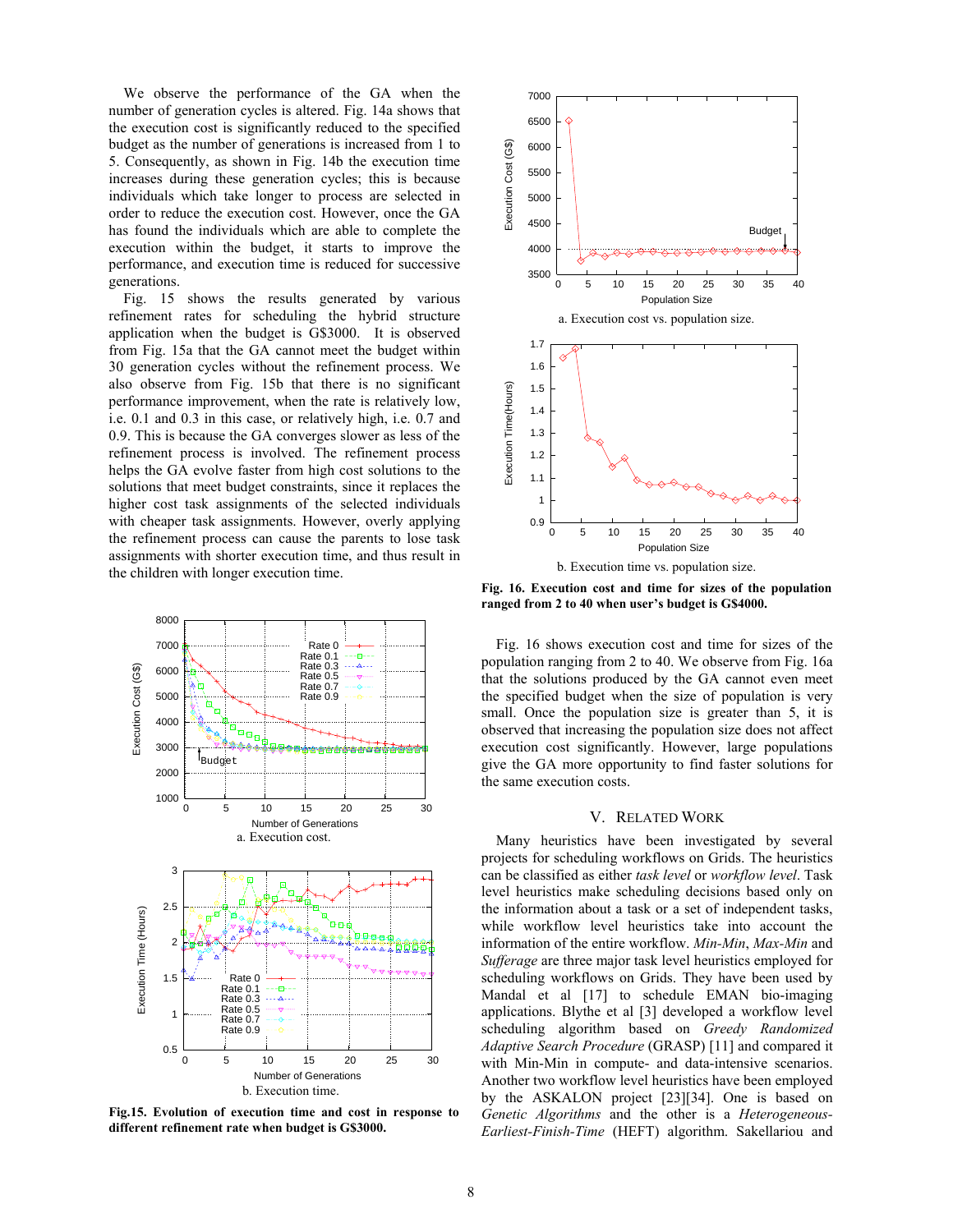We observe the performance of the GA when the number of generation cycles is altered. Fig. 14a shows that the execution cost is significantly reduced to the specified budget as the number of generations is increased from 1 to 5. Consequently, as shown in Fig. 14b the execution time increases during these generation cycles; this is because individuals which take longer to process are selected in order to reduce the execution cost. However, once the GA has found the individuals which are able to complete the execution within the budget, it starts to improve the performance, and execution time is reduced for successive generations.

Fig. 15 shows the results generated by various refinement rates for scheduling the hybrid structure application when the budget is G$3000. It is observed from Fig. 15a that the GA cannot meet the budget within 30 generation cycles without the refinement process. We also observe from Fig. 15b that there is no significant performance improvement, when the rate is relatively low, i.e. 0.1 and 0.3 in this case, or relatively high, i.e. 0.7 and 0.9. This is because the GA converges slower as less of the refinement process is involved. The refinement process helps the GA evolve faster from high cost solutions to the solutions that meet budget constraints, since it replaces the higher cost task assignments of the selected individuals with cheaper task assignments. However, overly applying the refinement process can cause the parents to lose task assignments with shorter execution time, and thus result in the children with longer execution time.

a. Execution cost.

b. Execution time.

**Fig.15. Evolution of execution time and cost in response to different refinement rate when budget is G$3000.**

a. Execution cost vs. population size.

b. Execution time vs. population size.

**Fig. 16. Execution cost and time for sizes of the population ranged from 2 to 40 when user's budget is G$4000.**

Fig. 16 shows execution cost and time for sizes of the population ranging from 2 to 40. We observe from Fig. 16a that the solutions produced by the GA cannot even meet the specified budget when the size of population is very small. Once the population size is greater than 5, it is observed that increasing the population size does not affect execution cost significantly. However, large populations give the GA more opportunity to find faster solutions for the same execution costs.

## V. RELATED WORK

Many heuristics have been investigated by several projects for scheduling workflows on Grids. The heuristics can be classified as either *task level* or *workflow level*. Task level heuristics make scheduling decisions based only on the information about a task or a set of independent tasks, while workflow level heuristics take into account the information of the entire workflow. *Min-Min*, *Max-Min* and *Sufferage* are three major task level heuristics employed for scheduling workflows on Grids. They have been used by Mandal et al [17] to schedule EMAN bio-imaging applications. Blythe et al [3] developed a workflow level scheduling algorithm based on *Greedy Randomized Adaptive Search Procedure* (GRASP) [11] and compared it with Min-Min in compute- and data-intensive scenarios. Another two workflow level heuristics have been employed by the ASKALON project [23][34]. One is based on *Genetic Algorithms* and the other is a *Heterogeneous-Earliest-Finish-Time* (HEFT) algorithm. Sakellariou and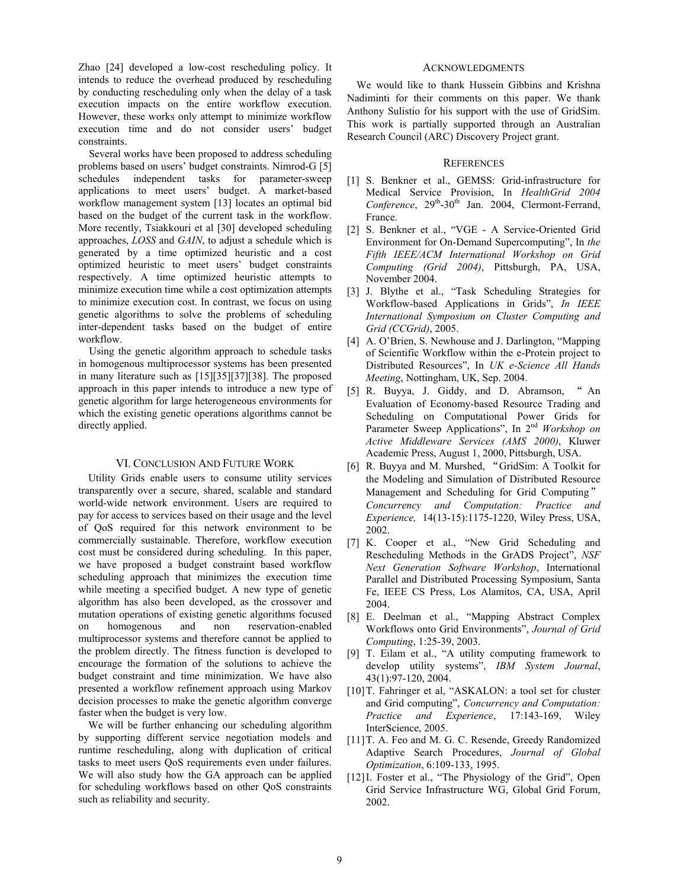Zhao [24] developed a low-cost rescheduling policy. It intends to reduce the overhead produced by rescheduling by conducting rescheduling only when the delay of a task execution impacts on the entire workflow execution. However, these works only attempt to minimize workflow execution time and do not consider users' budget constraints.

Several works have been proposed to address scheduling problems based on users' budget constraints. Nimrod-G [5] schedules independent tasks for parameter-sweep applications to meet users' budget. A market-based workflow management system [13] locates an optimal bid based on the budget of the current task in the workflow. More recently, Tsiakkouri et al [30] developed scheduling approaches, *LOSS* and *GAIN*, to adjust a schedule which is generated by a time optimized heuristic and a cost optimized heuristic to meet users' budget constraints respectively. A time optimized heuristic attempts to minimize execution time while a cost optimization attempts to minimize execution cost. In contrast, we focus on using genetic algorithms to solve the problems of scheduling inter-dependent tasks based on the budget of entire workflow.

Using the genetic algorithm approach to schedule tasks in homogenous multiprocessor systems has been presented in many literature such as [15][35][37][38]. The proposed approach in this paper intends to introduce a new type of genetic algorithm for large heterogeneous environments for which the existing genetic operations algorithms cannot be directly applied.

## VI. Conclusion And Future Work

Utility Grids enable users to consume utility services transparently over a secure, shared, scalable and standard world-wide network environment. Users are required to pay for access to services based on their usage and the level of QoS required for this network environment to be commercially sustainable. Therefore, workflow execution cost must be considered during scheduling. In this paper, we have proposed a budget constraint based workflow scheduling approach that minimizes the execution time while meeting a specified budget. A new type of genetic algorithm has also been developed, as the crossover and mutation operations of existing genetic algorithms focused on homogenous and non reservation-enabled multiprocessor systems and therefore cannot be applied to the problem directly. The fitness function is developed to encourage the formation of the solutions to achieve the budget constraint and time minimization. We have also presented a workflow refinement approach using Markov decision processes to make the genetic algorithm converge faster when the budget is very low.

We will be further enhancing our scheduling algorithm by supporting different service negotiation models and runtime rescheduling, along with duplication of critical tasks to meet users QoS requirements even under failures. We will also study how the GA approach can be applied for scheduling workflows based on other QoS constraints such as reliability and security.

## Acknowledgments

We would like to thank Hussein Gibbins and Krishna Nadiminti for their comments on this paper. We thank Anthony Sulistio for his support with the use of GridSim. This work is partially supported through an Australian Research Council (ARC) Discovery Project grant.

## References

[1] S. Benkner et al., GEMSS: Grid-infrastructure for Medical Service Provision, In *HealthGrid 2004 Conference*, 29th-30th Jan. 2004, Clermont-Ferrand, France.

[2] S. Benkner et al., "VGE - A Service-Oriented Grid Environment for On-Demand Supercomputing", In *the Fifth IEEE/ACM International Workshop on Grid Computing (Grid 2004)*, Pittsburgh, PA, USA, November 2004.

[3] J. Blythe et al., "Task Scheduling Strategies for Workflow-based Applications in Grids", *In IEEE International Symposium on Cluster Computing and Grid (CCGrid)*, 2005.

[4] A. O'Brien, S. Newhouse and J. Darlington, "Mapping of Scientific Workflow within the e-Protein project to Distributed Resources", In *UK e-Science All Hands Meeting*, Nottingham, UK, Sep. 2004.

[5] R. Buyya, J. Giddy, and D. Abramson, "An Evaluation of Economy-based Resource Trading and Scheduling on Computational Power Grids for Parameter Sweep Applications", In 2nd *Workshop on Active Middleware Services (AMS 2000)*, Kluwer Academic Press, August 1, 2000, Pittsburgh, USA.

[6] R. Buyya and M. Murshed, "GridSim: A Toolkit for the Modeling and Simulation of Distributed Resource Management and Scheduling for Grid Computing" *Concurrency and Computation: Practice and Experience,* 14(13-15):1175-1220, Wiley Press, USA, 2002.

[7] K. Cooper et al., "New Grid Scheduling and Rescheduling Methods in the GrADS Project", *NSF Next Generation Software Workshop*, International Parallel and Distributed Processing Symposium, Santa Fe, IEEE CS Press, Los Alamitos, CA, USA, April 2004.

[8] E. Deelman et al., "Mapping Abstract Complex Workflows onto Grid Environments", *Journal of Grid Computing*, 1:25-39, 2003.

[9] T. Eilam et al., "A utility computing framework to develop utility systems", *IBM System Journal*, 43(1):97-120, 2004.

[10] T. Fahringer et al, "ASKALON: a tool set for cluster and Grid computing", *Concurrency and Computation: Practice and Experience*, 17:143-169, Wiley InterScience, 2005.

[11] T. A. Feo and M. G. C. Resende, Greedy Randomized Adaptive Search Procedures, *Journal of Global Optimization*, 6:109-133, 1995.

[12] I. Foster et al., "The Physiology of the Grid", Open Grid Service Infrastructure WG, Global Grid Forum, 2002.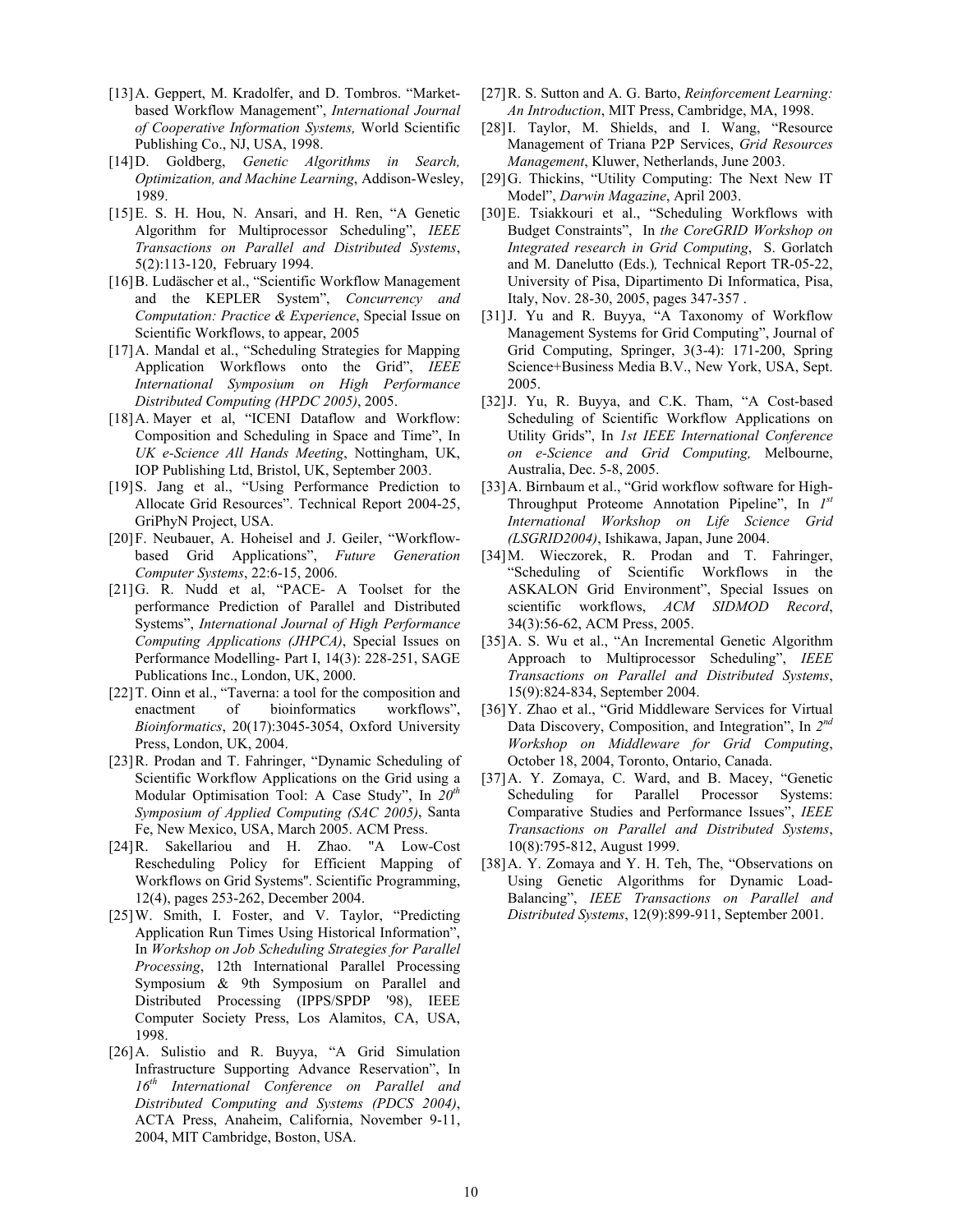[13] A. Geppert, M. Kradolfer, and D. Tombros. "Market-based Workflow Management", *International Journal of Cooperative Information Systems,* World Scientific Publishing Co., NJ, USA, 1998.

[14] D. Goldberg, *Genetic Algorithms in Search, Optimization, and Machine Learning*, Addison-Wesley, 1989.

[15] E. S. H. Hou, N. Ansari, and H. Ren, "A Genetic Algorithm for Multiprocessor Scheduling", *IEEE Transactions on Parallel and Distributed Systems*, 5(2):113-120, February 1994.

[16] B. Ludäscher et al., "Scientific Workflow Management and the KEPLER System", *Concurrency and Computation: Practice & Experience*, Special Issue on Scientific Workflows, to appear, 2005

[17] A. Mandal et al., "Scheduling Strategies for Mapping Application Workflows onto the Grid", *IEEE International Symposium on High Performance Distributed Computing (HPDC 2005)*, 2005.

[18] A. Mayer et al, "ICENI Dataflow and Workflow: Composition and Scheduling in Space and Time", In *UK e-Science All Hands Meeting*, Nottingham, UK, IOP Publishing Ltd, Bristol, UK, September 2003.

[19] S. Jang et al., "Using Performance Prediction to Allocate Grid Resources". Technical Report 2004-25, GriPhyN Project, USA.

[20] F. Neubauer, A. Hoheisel and J. Geiler, "Workflow-based Grid Applications", *Future Generation Computer Systems*, 22:6-15, 2006.

[21] G. R. Nudd et al, "PACE- A Toolset for the performance Prediction of Parallel and Distributed Systems", *International Journal of High Performance Computing Applications (JHPCA)*, Special Issues on Performance Modelling- Part I, 14(3): 228-251, SAGE Publications Inc., London, UK, 2000.

[22] T. Oinn et al., "Taverna: a tool for the composition and enactment of bioinformatics workflows", *Bioinformatics*, 20(17):3045-3054, Oxford University Press, London, UK, 2004.

[23] R. Prodan and T. Fahringer, "Dynamic Scheduling of Scientific Workflow Applications on the Grid using a Modular Optimisation Tool: A Case Study", In *20th Symposium of Applied Computing (SAC 2005)*, Santa Fe, New Mexico, USA, March 2005. ACM Press.

[24] R. Sakellariou and H. Zhao. "A Low-Cost Rescheduling Policy for Efficient Mapping of Workflows on Grid Systems". Scientific Programming, 12(4), pages 253-262, December 2004.

[25] W. Smith, I. Foster, and V. Taylor, "Predicting Application Run Times Using Historical Information", In *Workshop on Job Scheduling Strategies for Parallel Processing*, 12th International Parallel Processing Symposium & 9th Symposium on Parallel and Distributed Processing (IPPS/SPDP '98), IEEE Computer Society Press, Los Alamitos, CA, USA, 1998.

[26] A. Sulistio and R. Buyya, "A Grid Simulation Infrastructure Supporting Advance Reservation", In *16th International Conference on Parallel and Distributed Computing and Systems (PDCS 2004)*, ACTA Press, Anaheim, California, November 9-11, 2004, MIT Cambridge, Boston, USA.

[27] R. S. Sutton and A. G. Barto, *Reinforcement Learning: An Introduction*, MIT Press, Cambridge, MA, 1998.

[28] I. Taylor, M. Shields, and I. Wang, "Resource Management of Triana P2P Services, *Grid Resources Management*, Kluwer, Netherlands, June 2003.

[29] G. Thickins, "Utility Computing: The Next New IT Model", *Darwin Magazine*, April 2003.

[30] E. Tsiakkouri et al., "Scheduling Workflows with Budget Constraints", In *the CoreGRID Workshop on Integrated research in Grid Computing*, S. Gorlatch and M. Danelutto (Eds.), Technical Report TR-05-22, University of Pisa, Dipartimento Di Informatica, Pisa, Italy, Nov. 28-30, 2005, pages 347-357 .

[31] J. Yu and R. Buyya, "A Taxonomy of Workflow Management Systems for Grid Computing", Journal of Grid Computing, Springer, 3(3-4): 171-200, Spring Science+Business Media B.V., New York, USA, Sept. 2005.

[32] J. Yu, R. Buyya, and C.K. Tham, "A Cost-based Scheduling of Scientific Workflow Applications on Utility Grids", In *1st IEEE International Conference on e-Science and Grid Computing,* Melbourne, Australia, Dec. 5-8, 2005.

[33] A. Birnbaum et al., "Grid workflow software for High-Throughput Proteome Annotation Pipeline", In *1st International Workshop on Life Science Grid (LSGRID2004)*, Ishikawa, Japan, June 2004.

[34] M. Wieczorek, R. Prodan and T. Fahringer, "Scheduling of Scientific Workflows in the ASKALON Grid Environment", Special Issues on scientific workflows, *ACM SIDMOD Record*, 34(3):56-62, ACM Press, 2005.

[35] A. S. Wu et al., "An Incremental Genetic Algorithm Approach to Multiprocessor Scheduling", *IEEE Transactions on Parallel and Distributed Systems*, 15(9):824-834, September 2004.

[36] Y. Zhao et al., "Grid Middleware Services for Virtual Data Discovery, Composition, and Integration", In *2nd Workshop on Middleware for Grid Computing*, October 18, 2004, Toronto, Ontario, Canada.

[37] A. Y. Zomaya, C. Ward, and B. Macey, "Genetic Scheduling for Parallel Processor Systems: Comparative Studies and Performance Issues", *IEEE Transactions on Parallel and Distributed Systems*, 10(8):795-812, August 1999.

[38] A. Y. Zomaya and Y. H. Teh, The, "Observations on Using Genetic Algorithms for Dynamic Load-Balancing", *IEEE Transactions on Parallel and Distributed Systems*, 12(9):899-911, September 2001.